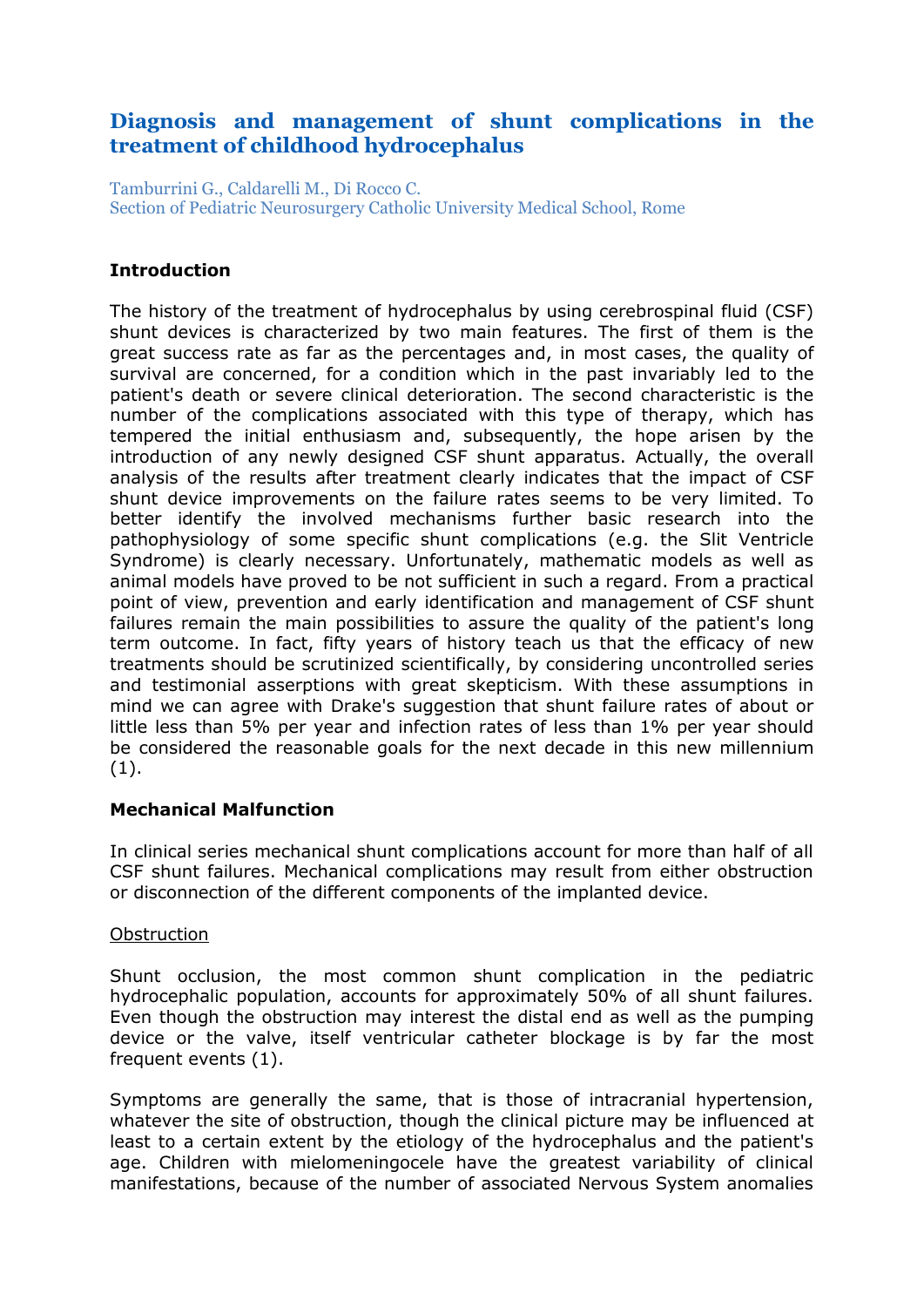# Diagnosis and management of shunt complications in the treatment of childhood hydrocephalus

Tamburrini G., Caldarelli M., Di Rocco C.
Section of Pediatric Neurosurgery Catholic University Medical School, Rome

## Introduction

The history of the treatment of hydrocephalus by using cerebrospinal fluid (CSF) shunt devices is characterized by two main features. The first of them is the great success rate as far as the percentages and, in most cases, the quality of survival are concerned, for a condition which in the past invariably led to the patient's death or severe clinical deterioration. The second characteristic is the number of the complications associated with this type of therapy, which has tempered the initial enthusiasm and, subsequently, the hope arisen by the introduction of any newly designed CSF shunt apparatus. Actually, the overall analysis of the results after treatment clearly indicates that the impact of CSF shunt device improvements on the failure rates seems to be very limited. To better identify the involved mechanisms further basic research into the pathophysiology of some specific shunt complications (e.g. the Slit Ventricle Syndrome) is clearly necessary. Unfortunately, mathematic models as well as animal models have proved to be not sufficient in such a regard. From a practical point of view, prevention and early identification and management of CSF shunt failures remain the main possibilities to assure the quality of the patient's long term outcome. In fact, fifty years of history teach us that the efficacy of new treatments should be scrutinized scientifically, by considering uncontrolled series and testimonial assertions with great skepticism. With these assumptions in mind we can agree with Drake's suggestion that shunt failure rates of about or little less than 5% per year and infection rates of less than 1% per year should be considered the reasonable goals for the next decade in this new millennium (1).

## Mechanical Malfunction

In clinical series mechanical shunt complications account for more than half of all CSF shunt failures. Mechanical complications may result from either obstruction or disconnection of the different components of the implanted device.

### Obstruction

Shunt occlusion, the most common shunt complication in the pediatric hydrocephalic population, accounts for approximately 50% of all shunt failures. Even though the obstruction may interest the distal end as well as the pumping device or the valve, itself ventricular catheter blockage is by far the most frequent events (1).

Symptoms are generally the same, that is those of intracranial hypertension, whatever the site of obstruction, though the clinical picture may be influenced at least to a certain extent by the etiology of the hydrocephalus and the patient's age. Children with mielomeningocele have the greatest variability of clinical manifestations, because of the number of associated Nervous System anomalies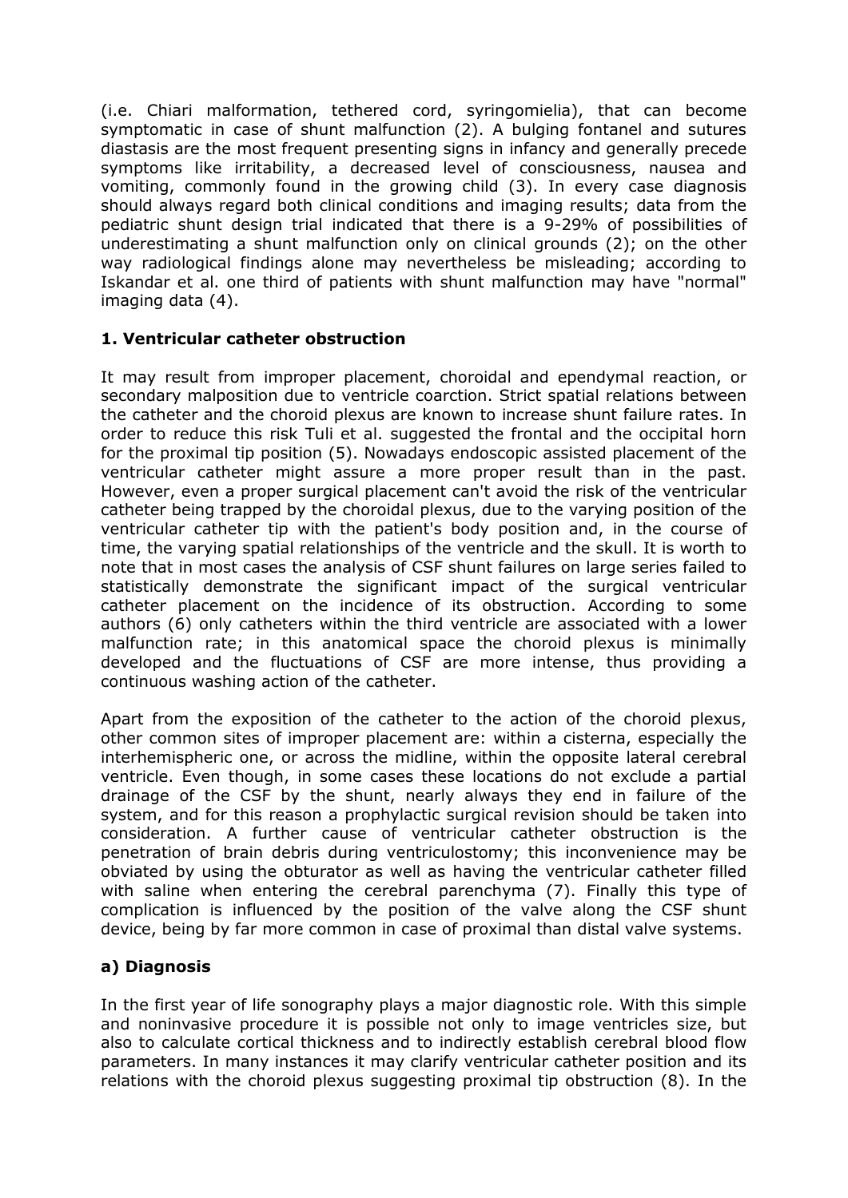(i.e. Chiari malformation, tethered cord, syringomielia), that can become symptomatic in case of shunt malfunction (2). A bulging fontanel and sutures diastasis are the most frequent presenting signs in infancy and generally precede symptoms like irritability, a decreased level of consciousness, nausea and vomiting, commonly found in the growing child (3). In every case diagnosis should always regard both clinical conditions and imaging results; data from the pediatric shunt design trial indicated that there is a 9-29% of possibilities of underestimating a shunt malfunction only on clinical grounds (2); on the other way radiological findings alone may nevertheless be misleading; according to Iskandar et al. one third of patients with shunt malfunction may have "normal" imaging data (4).

### 1. Ventricular catheter obstruction

It may result from improper placement, choroidal and ependymal reaction, or secondary malposition due to ventricle coarction. Strict spatial relations between the catheter and the choroid plexus are known to increase shunt failure rates. In order to reduce this risk Tuli et al. suggested the frontal and the occipital horn for the proximal tip position (5). Nowadays endoscopic assisted placement of the ventricular catheter might assure a more proper result than in the past. However, even a proper surgical placement can't avoid the risk of the ventricular catheter being trapped by the choroidal plexus, due to the varying position of the ventricular catheter tip with the patient's body position and, in the course of time, the varying spatial relationships of the ventricle and the skull. It is worth to note that in most cases the analysis of CSF shunt failures on large series failed to statistically demonstrate the significant impact of the surgical ventricular catheter placement on the incidence of its obstruction. According to some authors (6) only catheters within the third ventricle are associated with a lower malfunction rate; in this anatomical space the choroid plexus is minimally developed and the fluctuations of CSF are more intense, thus providing a continuous washing action of the catheter.

Apart from the exposition of the catheter to the action of the choroid plexus, other common sites of improper placement are: within a cisterna, especially the interhemispheric one, or across the midline, within the opposite lateral cerebral ventricle. Even though, in some cases these locations do not exclude a partial drainage of the CSF by the shunt, nearly always they end in failure of the system, and for this reason a prophylactic surgical revision should be taken into consideration. A further cause of ventricular catheter obstruction is the penetration of brain debris during ventriculostomy; this inconvenience may be obviated by using the obturator as well as having the ventricular catheter filled with saline when entering the cerebral parenchyma (7). Finally this type of complication is influenced by the position of the valve along the CSF shunt device, being by far more common in case of proximal than distal valve systems.

#### a) Diagnosis

In the first year of life sonography plays a major diagnostic role. With this simple and noninvasive procedure it is possible not only to image ventricles size, but also to calculate cortical thickness and to indirectly establish cerebral blood flow parameters. In many instances it may clarify ventricular catheter position and its relations with the choroid plexus suggesting proximal tip obstruction (8). In the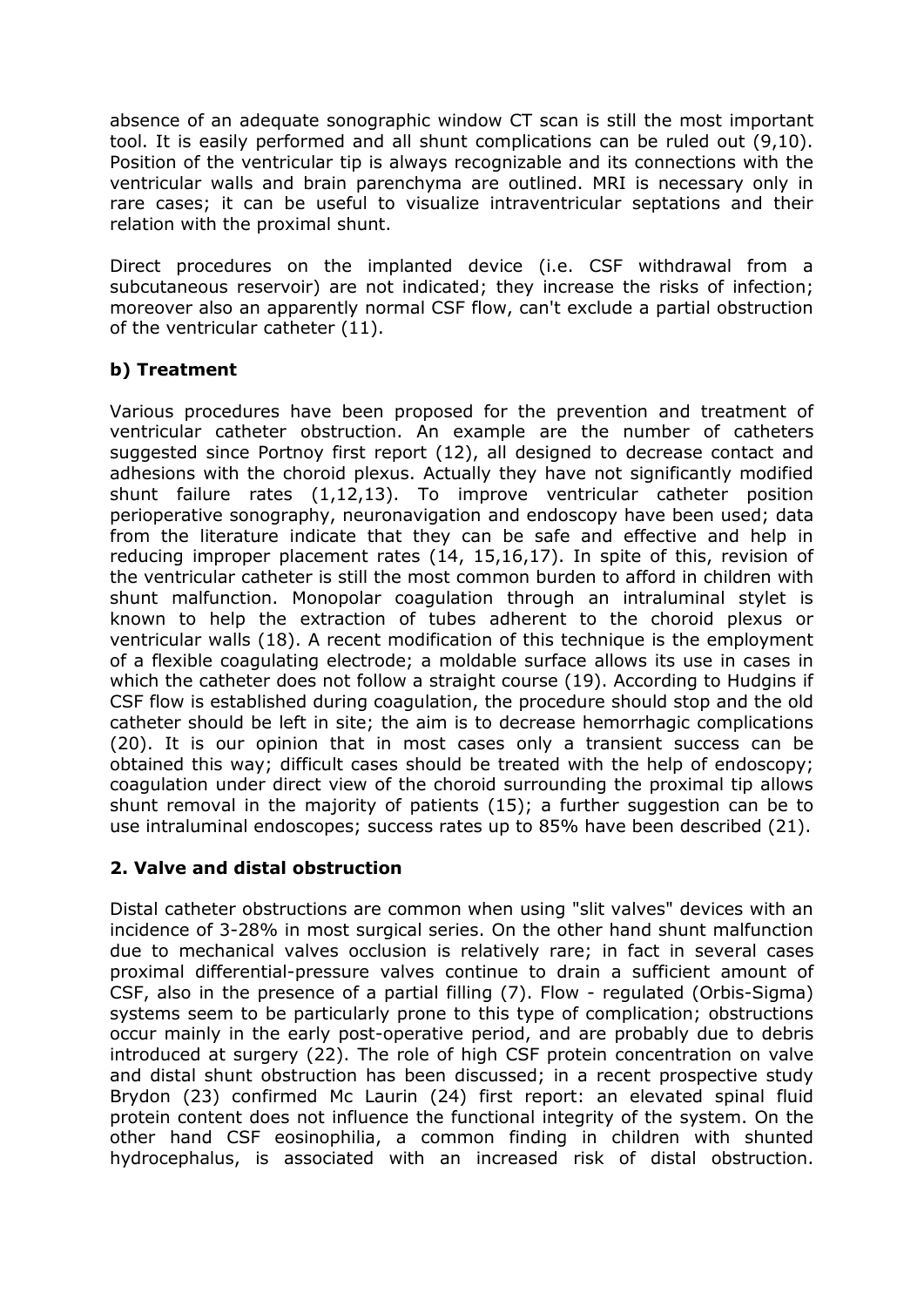absence of an adequate sonographic window CT scan is still the most important tool. It is easily performed and all shunt complications can be ruled out (9,10). Position of the ventricular tip is always recognizable and its connections with the ventricular walls and brain parenchyma are outlined. MRI is necessary only in rare cases; it can be useful to visualize intraventricular septations and their relation with the proximal shunt.

Direct procedures on the implanted device (i.e. CSF withdrawal from a subcutaneous reservoir) are not indicated; they increase the risks of infection; moreover also an apparently normal CSF flow, can't exclude a partial obstruction of the ventricular catheter (11).

### b) Treatment

Various procedures have been proposed for the prevention and treatment of ventricular catheter obstruction. An example are the number of catheters suggested since Portnoy first report (12), all designed to decrease contact and adhesions with the choroid plexus. Actually they have not significantly modified shunt failure rates (1,12,13). To improve ventricular catheter position perioperative sonography, neuronavigation and endoscopy have been used; data from the literature indicate that they can be safe and effective and help in reducing improper placement rates (14, 15,16,17). In spite of this, revision of the ventricular catheter is still the most common burden to afford in children with shunt malfunction. Monopolar coagulation through an intraluminal stylet is known to help the extraction of tubes adherent to the choroid plexus or ventricular walls (18). A recent modification of this technique is the employment of a flexible coagulating electrode; a moldable surface allows its use in cases in which the catheter does not follow a straight course (19). According to Hudgins if CSF flow is established during coagulation, the procedure should stop and the old catheter should be left in site; the aim is to decrease hemorrhagic complications (20). It is our opinion that in most cases only a transient success can be obtained this way; difficult cases should be treated with the help of endoscopy; coagulation under direct view of the choroid surrounding the proximal tip allows shunt removal in the majority of patients (15); a further suggestion can be to use intraluminal endoscopes; success rates up to 85% have been described (21).

## 2. Valve and distal obstruction

Distal catheter obstructions are common when using "slit valves" devices with an incidence of 3-28% in most surgical series. On the other hand shunt malfunction due to mechanical valves occlusion is relatively rare; in fact in several cases proximal differential-pressure valves continue to drain a sufficient amount of CSF, also in the presence of a partial filling (7). Flow - regulated (Orbis-Sigma) systems seem to be particularly prone to this type of complication; obstructions occur mainly in the early post-operative period, and are probably due to debris introduced at surgery (22). The role of high CSF protein concentration on valve and distal shunt obstruction has been discussed; in a recent prospective study Brydon (23) confirmed Mc Laurin (24) first report: an elevated spinal fluid protein content does not influence the functional integrity of the system. On the other hand CSF eosinophilia, a common finding in children with shunted hydrocephalus, is associated with an increased risk of distal obstruction.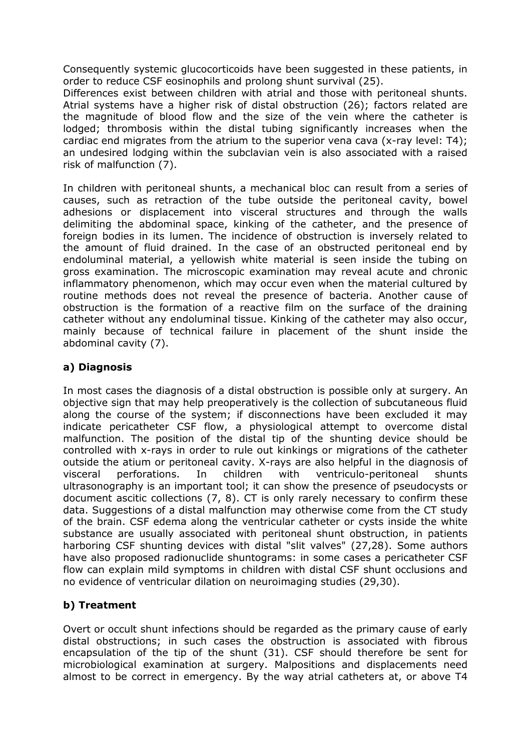Consequently systemic glucocorticoids have been suggested in these patients, in order to reduce CSF eosinophils and prolong shunt survival (25).

Differences exist between children with atrial and those with peritoneal shunts. Atrial systems have a higher risk of distal obstruction (26); factors related are the magnitude of blood flow and the size of the vein where the catheter is lodged; thrombosis within the distal tubing significantly increases when the cardiac end migrates from the atrium to the superior vena cava (x-ray level: T4); an undesired lodging within the subclavian vein is also associated with a raised risk of malfunction (7).

In children with peritoneal shunts, a mechanical bloc can result from a series of causes, such as retraction of the tube outside the peritoneal cavity, bowel adhesions or displacement into visceral structures and through the walls delimiting the abdominal space, kinking of the catheter, and the presence of foreign bodies in its lumen. The incidence of obstruction is inversely related to the amount of fluid drained. In the case of an obstructed peritoneal end by endoluminal material, a yellowish white material is seen inside the tubing on gross examination. The microscopic examination may reveal acute and chronic inflammatory phenomenon, which may occur even when the material cultured by routine methods does not reveal the presence of bacteria. Another cause of obstruction is the formation of a reactive film on the surface of the draining catheter without any endoluminal tissue. Kinking of the catheter may also occur, mainly because of technical failure in placement of the shunt inside the abdominal cavity (7).

### a) Diagnosis

In most cases the diagnosis of a distal obstruction is possible only at surgery. An objective sign that may help preoperatively is the collection of subcutaneous fluid along the course of the system; if disconnections have been excluded it may indicate pericatheter CSF flow, a physiological attempt to overcome distal malfunction. The position of the distal tip of the shunting device should be controlled with x-rays in order to rule out kinkings or migrations of the catheter outside the atium or peritoneal cavity. X-rays are also helpful in the diagnosis of visceral perforations. In children with ventriculo-peritoneal shunts ultrasonography is an important tool; it can show the presence of pseudocysts or document ascitic collections (7, 8). CT is only rarely necessary to confirm these data. Suggestions of a distal malfunction may otherwise come from the CT study of the brain. CSF edema along the ventricular catheter or cysts inside the white substance are usually associated with peritoneal shunt obstruction, in patients harboring CSF shunting devices with distal "slit valves" (27,28). Some authors have also proposed radionuclide shuntograms: in some cases a pericatheter CSF flow can explain mild symptoms in children with distal CSF shunt occlusions and no evidence of ventricular dilation on neuroimaging studies (29,30).

### b) Treatment

Overt or occult shunt infections should be regarded as the primary cause of early distal obstructions; in such cases the obstruction is associated with fibrous encapsulation of the tip of the shunt (31). CSF should therefore be sent for microbiological examination at surgery. Malpositions and displacements need almost to be correct in emergency. By the way atrial catheters at, or above T4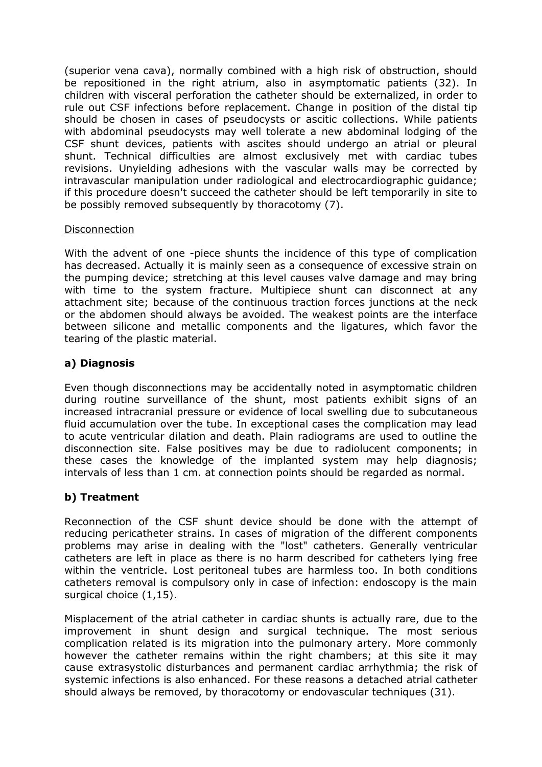(superior vena cava), normally combined with a high risk of obstruction, should be repositioned in the right atrium, also in asymptomatic patients (32). In children with visceral perforation the catheter should be externalized, in order to rule out CSF infections before replacement. Change in position of the distal tip should be chosen in cases of pseudocysts or ascitic collections. While patients with abdominal pseudocysts may well tolerate a new abdominal lodging of the CSF shunt devices, patients with ascites should undergo an atrial or pleural shunt. Technical difficulties are almost exclusively met with cardiac tubes revisions. Unyielding adhesions with the vascular walls may be corrected by intravascular manipulation under radiological and electrocardiographic guidance; if this procedure doesn't succeed the catheter should be left temporarily in site to be possibly removed subsequently by thoracotomy (7).

Disconnection

With the advent of one -piece shunts the incidence of this type of complication has decreased. Actually it is mainly seen as a consequence of excessive strain on the pumping device; stretching at this level causes valve damage and may bring with time to the system fracture. Multipiece shunt can disconnect at any attachment site; because of the continuous traction forces junctions at the neck or the abdomen should always be avoided. The weakest points are the interface between silicone and metallic components and the ligatures, which favor the tearing of the plastic material.

### a) Diagnosis

Even though disconnections may be accidentally noted in asymptomatic children during routine surveillance of the shunt, most patients exhibit signs of an increased intracranial pressure or evidence of local swelling due to subcutaneous fluid accumulation over the tube. In exceptional cases the complication may lead to acute ventricular dilation and death. Plain radiograms are used to outline the disconnection site. False positives may be due to radiolucent components; in these cases the knowledge of the implanted system may help diagnosis; intervals of less than 1 cm. at connection points should be regarded as normal.

### b) Treatment

Reconnection of the CSF shunt device should be done with the attempt of reducing pericatheter strains. In cases of migration of the different components problems may arise in dealing with the "lost" catheters. Generally ventricular catheters are left in place as there is no harm described for catheters lying free within the ventricle. Lost peritoneal tubes are harmless too. In both conditions catheters removal is compulsory only in case of infection: endoscopy is the main surgical choice (1,15).

Misplacement of the atrial catheter in cardiac shunts is actually rare, due to the improvement in shunt design and surgical technique. The most serious complication related is its migration into the pulmonary artery. More commonly however the catheter remains within the right chambers; at this site it may cause extrasystolic disturbances and permanent cardiac arrhythmia; the risk of systemic infections is also enhanced. For these reasons a detached atrial catheter should always be removed, by thoracotomy or endovascular techniques (31).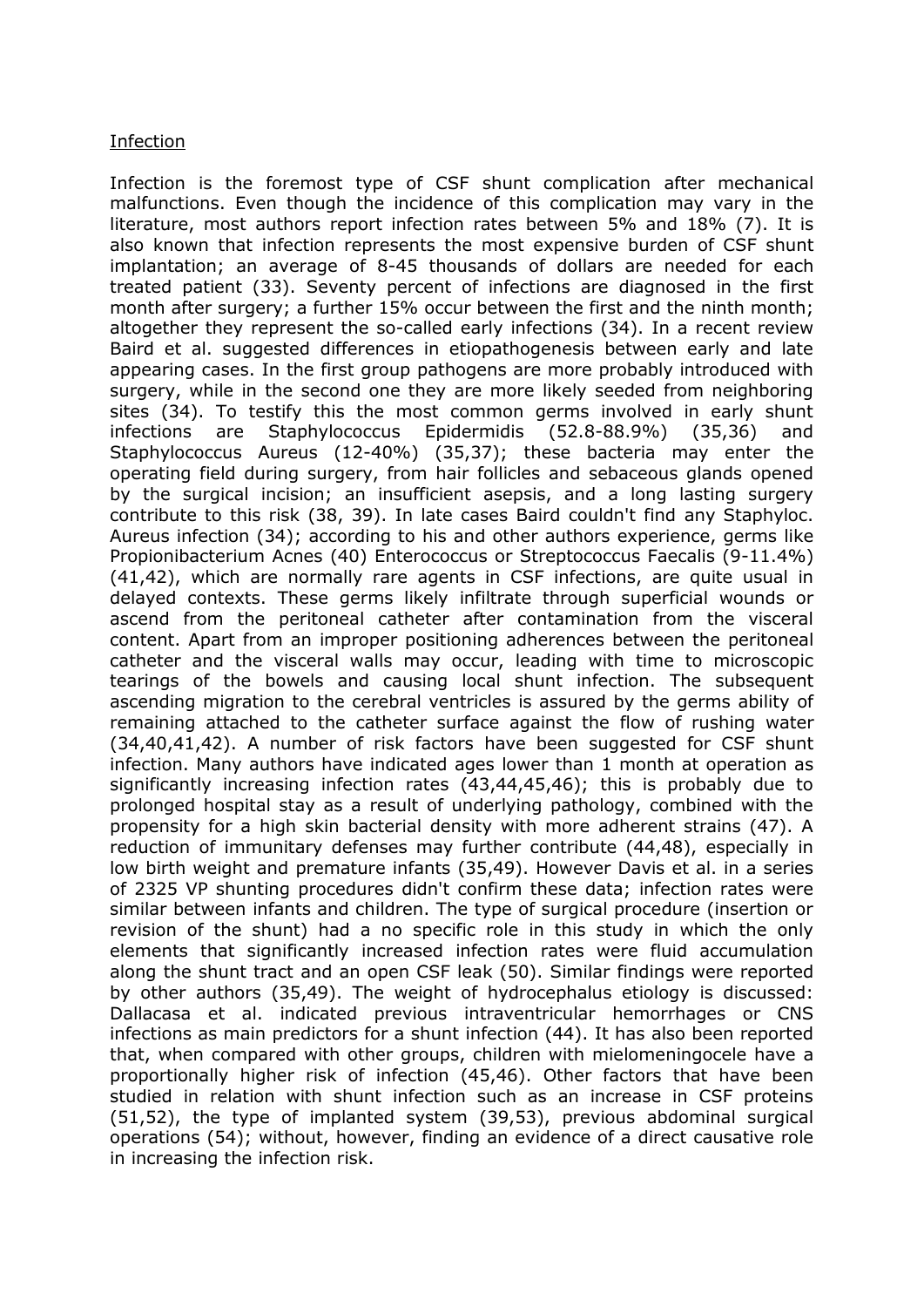Infection

Infection is the foremost type of CSF shunt complication after mechanical malfunctions. Even though the incidence of this complication may vary in the literature, most authors report infection rates between 5% and 18% (7). It is also known that infection represents the most expensive burden of CSF shunt implantation; an average of 8-45 thousands of dollars are needed for each treated patient (33). Seventy percent of infections are diagnosed in the first month after surgery; a further 15% occur between the first and the ninth month; altogether they represent the so-called early infections (34). In a recent review Baird et al. suggested differences in etiopathogenesis between early and late appearing cases. In the first group pathogens are more probably introduced with surgery, while in the second one they are more likely seeded from neighboring sites (34). To testify this the most common germs involved in early shunt infections are Staphylococcus Epidermidis (52.8-88.9%) (35,36) and Staphylococcus Aureus (12-40%) (35,37); these bacteria may enter the operating field during surgery, from hair follicles and sebaceous glands opened by the surgical incision; an insufficient asepsis, and a long lasting surgery contribute to this risk (38, 39). In late cases Baird couldn't find any Staphyloc. Aureus infection (34); according to his and other authors experience, germs like Propionibacterium Acnes (40) Enterococcus or Streptococcus Faecalis (9-11.4%) (41,42), which are normally rare agents in CSF infections, are quite usual in delayed contexts. These germs likely infiltrate through superficial wounds or ascend from the peritoneal catheter after contamination from the visceral content. Apart from an improper positioning adherences between the peritoneal catheter and the visceral walls may occur, leading with time to microscopic tearings of the bowels and causing local shunt infection. The subsequent ascending migration to the cerebral ventricles is assured by the germs ability of remaining attached to the catheter surface against the flow of rushing water (34,40,41,42). A number of risk factors have been suggested for CSF shunt infection. Many authors have indicated ages lower than 1 month at operation as significantly increasing infection rates (43,44,45,46); this is probably due to prolonged hospital stay as a result of underlying pathology, combined with the propensity for a high skin bacterial density with more adherent strains (47). A reduction of immunitary defenses may further contribute (44,48), especially in low birth weight and premature infants (35,49). However Davis et al. in a series of 2325 VP shunting procedures didn't confirm these data; infection rates were similar between infants and children. The type of surgical procedure (insertion or revision of the shunt) had a no specific role in this study in which the only elements that significantly increased infection rates were fluid accumulation along the shunt tract and an open CSF leak (50). Similar findings were reported by other authors (35,49). The weight of hydrocephalus etiology is discussed: Dallacasa et al. indicated previous intraventricular hemorrhages or CNS infections as main predictors for a shunt infection (44). It has also been reported that, when compared with other groups, children with mielomeningocele have a proportionally higher risk of infection (45,46). Other factors that have been studied in relation with shunt infection such as an increase in CSF proteins (51,52), the type of implanted system (39,53), previous abdominal surgical operations (54); without, however, finding an evidence of a direct causative role in increasing the infection risk.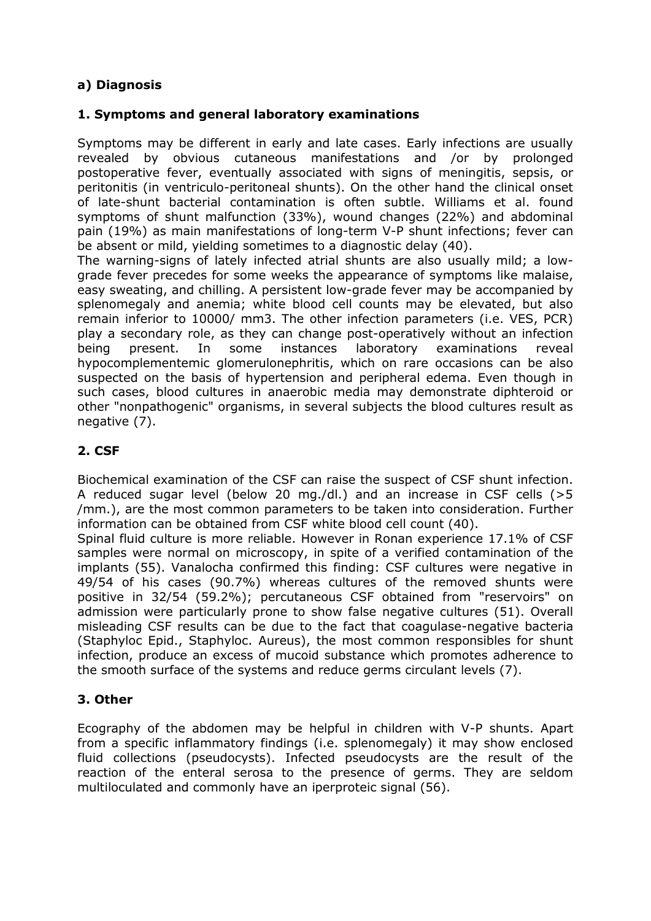### a) Diagnosis

#### 1. Symptoms and general laboratory examinations

Symptoms may be different in early and late cases. Early infections are usually revealed by obvious cutaneous manifestations and /or by prolonged postoperative fever, eventually associated with signs of meningitis, sepsis, or peritonitis (in ventriculo-peritoneal shunts). On the other hand the clinical onset of late-shunt bacterial contamination is often subtle. Williams et al. found symptoms of shunt malfunction (33%), wound changes (22%) and abdominal pain (19%) as main manifestations of long-term V-P shunt infections; fever can be absent or mild, yielding sometimes to a diagnostic delay (40).
The warning-signs of lately infected atrial shunts are also usually mild; a low-grade fever precedes for some weeks the appearance of symptoms like malaise, easy sweating, and chilling. A persistent low-grade fever may be accompanied by splenomegaly and anemia; white blood cell counts may be elevated, but also remain inferior to 10000/ mm3. The other infection parameters (i.e. VES, PCR) play a secondary role, as they can change post-operatively without an infection being present. In some instances laboratory examinations reveal hypocomplementemic glomerulonephritis, which on rare occasions can be also suspected on the basis of hypertension and peripheral edema. Even though in such cases, blood cultures in anaerobic media may demonstrate diphteroid or other "nonpathogenic" organisms, in several subjects the blood cultures result as negative (7).

#### 2. CSF

Biochemical examination of the CSF can raise the suspect of CSF shunt infection. A reduced sugar level (below 20 mg./dl.) and an increase in CSF cells (>5 /mm.), are the most common parameters to be taken into consideration. Further information can be obtained from CSF white blood cell count (40).
Spinal fluid culture is more reliable. However in Ronan experience 17.1% of CSF samples were normal on microscopy, in spite of a verified contamination of the implants (55). Vanalocha confirmed this finding: CSF cultures were negative in 49/54 of his cases (90.7%) whereas cultures of the removed shunts were positive in 32/54 (59.2%); percutaneous CSF obtained from "reservoirs" on admission were particularly prone to show false negative cultures (51). Overall misleading CSF results can be due to the fact that coagulase-negative bacteria (Staphyloc Epid., Staphyloc. Aureus), the most common responsibles for shunt infection, produce an excess of mucoid substance which promotes adherence to the smooth surface of the systems and reduce germs circulant levels (7).

#### 3. Other

Ecography of the abdomen may be helpful in children with V-P shunts. Apart from a specific inflammatory findings (i.e. splenomegaly) it may show enclosed fluid collections (pseudocysts). Infected pseudocysts are the result of the reaction of the enteral serosa to the presence of germs. They are seldom multiloculated and commonly have an iperproteic signal (56).